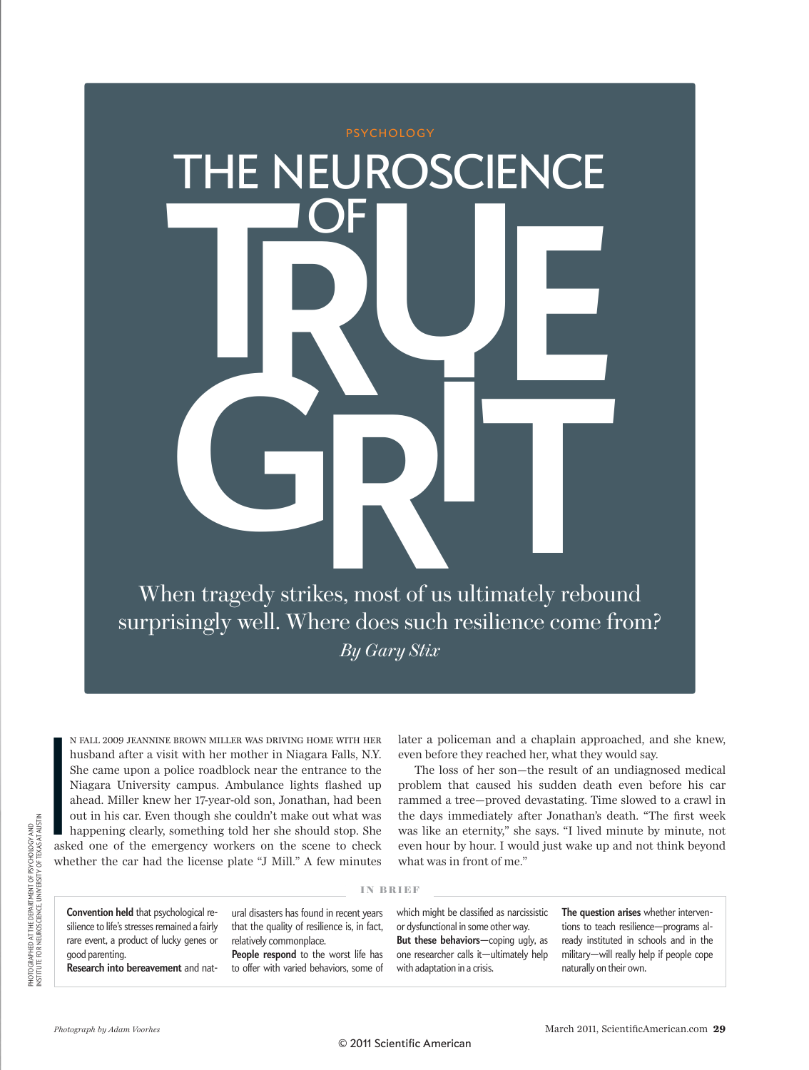PSYCHOLOGY

# THE NEUROSCIENCE OF TRUE GRIT

When tragedy strikes, most of us ultimately rebound surprisingly well. Where does such resilience come from?

*By Gary Stix*

In fall 2009 Jeannine Brown Miller was driving home with her husband after a visit with her mother in Niagara Falls, N.Y. She came upon a police roadblock near the entrance to the Niagara University campus. Ambulance lights flashed up ahead. Miller knew her 17-year-old son, Jonathan, had been out in his car. Even though she couldn't make out what was happening clearly, something told her she should stop. She asked one of the emergency workers on the scene to check whether the car had the license plate "J Mill." A few minutes later a policeman and a chaplain approached, and she knew, even before they reached her, what they would say.

The loss of her son—the result of an undiagnosed medical problem that caused his sudden death even before his car rammed a tree—proved devastating. Time slowed to a crawl in the days immediately after Jonathan's death. "The first week was like an eternity," she says. "I lived minute by minute, not even hour by hour. I would just wake up and not think beyond what was in front of me."

## IN BRIEF

**Convention held** that psychological resilience to life's stresses remained a fairly rare event, a product of lucky genes or good parenting.

**Research into bereavement** and natural disasters has found in recent years that the quality of resilience is, in fact, relatively commonplace.

**People respond** to the worst life has to offer with varied behaviors, some of which might be classified as narcissistic or dysfunctional in some other way.

**But these behaviors**—coping ugly, as one researcher calls it—ultimately help with adaptation in a crisis.

**The question arises** whether interventions to teach resilience—programs already instituted in schools and in the military—will really help if people cope naturally on their own.

*Photograph by Adam Voorhes*

PHOTOGRAPHED AT THE DEPARTMENT OF PSYCHOLOGY AND INSTITUTE FOR NEUROSCIENCE, UNIVERSITY OF TEXAS AT AUSTIN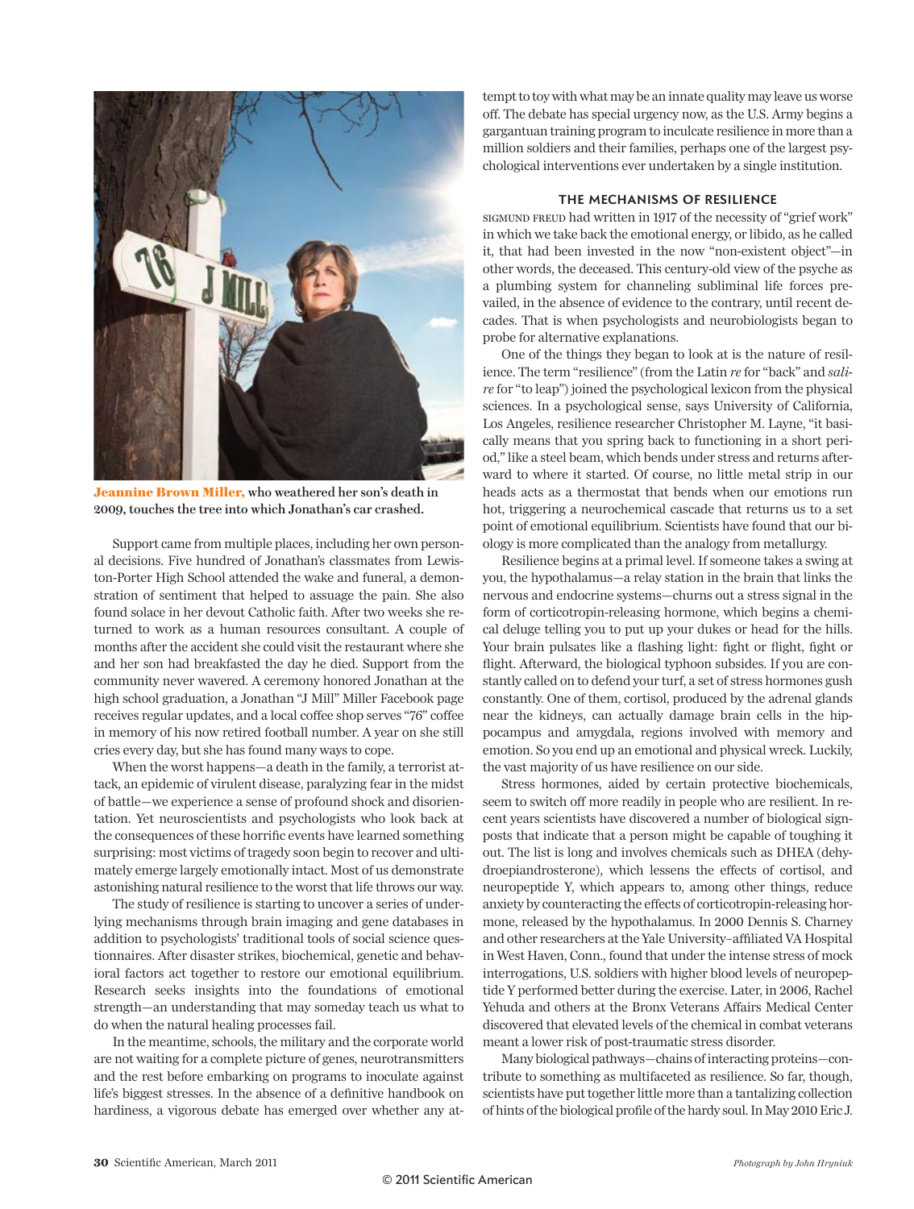**Jeannine Brown Miller,** who weathered her son's death in 2009, touches the tree into which Jonathan's car crashed.

Support came from multiple places, including her own personal decisions. Five hundred of Jonathan's classmates from Lewiston-Porter High School attended the wake and funeral, a demonstration of sentiment that helped to assuage the pain. She also found solace in her devout Catholic faith. After two weeks she returned to work as a human resources consultant. A couple of months after the accident she could visit the restaurant where she and her son had breakfasted the day he died. Support from the community never wavered. A ceremony honored Jonathan at the high school graduation, a Jonathan "J Mill" Miller Facebook page receives regular updates, and a local coffee shop serves "76" coffee in memory of his now retired football number. A year on she still cries every day, but she has found many ways to cope.

When the worst happens—a death in the family, a terrorist attack, an epidemic of virulent disease, paralyzing fear in the midst of battle—we experience a sense of profound shock and disorientation. Yet neuroscientists and psychologists who look back at the consequences of these horrific events have learned something surprising: most victims of tragedy soon begin to recover and ultimately emerge largely emotionally intact. Most of us demonstrate astonishing natural resilience to the worst that life throws our way.

The study of resilience is starting to uncover a series of underlying mechanisms through brain imaging and gene databases in addition to psychologists' traditional tools of social science questionnaires. After disaster strikes, biochemical, genetic and behavioral factors act together to restore our emotional equilibrium. Research seeks insights into the foundations of emotional strength—an understanding that may someday teach us what to do when the natural healing processes fail.

In the meantime, schools, the military and the corporate world are not waiting for a complete picture of genes, neurotransmitters and the rest before embarking on programs to inoculate against life's biggest stresses. In the absence of a definitive handbook on hardiness, a vigorous debate has emerged over whether any attempt to toy with what may be an innate quality may leave us worse off. The debate has special urgency now, as the U.S. Army begins a gargantuan training program to inculcate resilience in more than a million soldiers and their families, perhaps one of the largest psychological interventions ever undertaken by a single institution.

### THE MECHANISMS OF RESILIENCE

SIGMUND FREUD had written in 1917 of the necessity of "grief work" in which we take back the emotional energy, or libido, as he called it, that had been invested in the now "non-existent object"—in other words, the deceased. This century-old view of the psyche as a plumbing system for channeling subliminal life forces prevailed, in the absence of evidence to the contrary, until recent decades. That is when psychologists and neurobiologists began to probe for alternative explanations.

One of the things they began to look at is the nature of resilience. The term "resilience" (from the Latin *re* for "back" and *salire* for "to leap") joined the psychological lexicon from the physical sciences. In a psychological sense, says University of California, Los Angeles, resilience researcher Christopher M. Layne, "it basically means that you spring back to functioning in a short period," like a steel beam, which bends under stress and returns afterward to where it started. Of course, no little metal strip in our heads acts as a thermostat that bends when our emotions run hot, triggering a neurochemical cascade that returns us to a set point of emotional equilibrium. Scientists have found that our biology is more complicated than the analogy from metallurgy.

Resilience begins at a primal level. If someone takes a swing at you, the hypothalamus—a relay station in the brain that links the nervous and endocrine systems—churns out a stress signal in the form of corticotropin-releasing hormone, which begins a chemical deluge telling you to put up your dukes or head for the hills. Your brain pulsates like a flashing light: fight or flight, fight or flight. Afterward, the biological typhoon subsides. If you are constantly called on to defend your turf, a set of stress hormones gush constantly. One of them, cortisol, produced by the adrenal glands near the kidneys, can actually damage brain cells in the hippocampus and amygdala, regions involved with memory and emotion. So you end up an emotional and physical wreck. Luckily, the vast majority of us have resilience on our side.

Stress hormones, aided by certain protective biochemicals, seem to switch off more readily in people who are resilient. In recent years scientists have discovered a number of biological signposts that indicate that a person might be capable of toughing it out. The list is long and involves chemicals such as DHEA (dehydroepiandrosterone), which lessens the effects of cortisol, and neuropeptide Y, which appears to, among other things, reduce anxiety by counteracting the effects of corticotropin-releasing hormone, released by the hypothalamus. In 2000 Dennis S. Charney and other researchers at the Yale University–affiliated VA Hospital in West Haven, Conn., found that under the intense stress of mock interrogations, U.S. soldiers with higher blood levels of neuropeptide Y performed better during the exercise. Later, in 2006, Rachel Yehuda and others at the Bronx Veterans Affairs Medical Center discovered that elevated levels of the chemical in combat veterans meant a lower risk of post-traumatic stress disorder.

Many biological pathways—chains of interacting proteins—contribute to something as multifaceted as resilience. So far, though, scientists have put together little more than a tantalizing collection of hints of the biological profile of the hardy soul. In May 2010 Eric J.

*Photograph by John Hryniuk*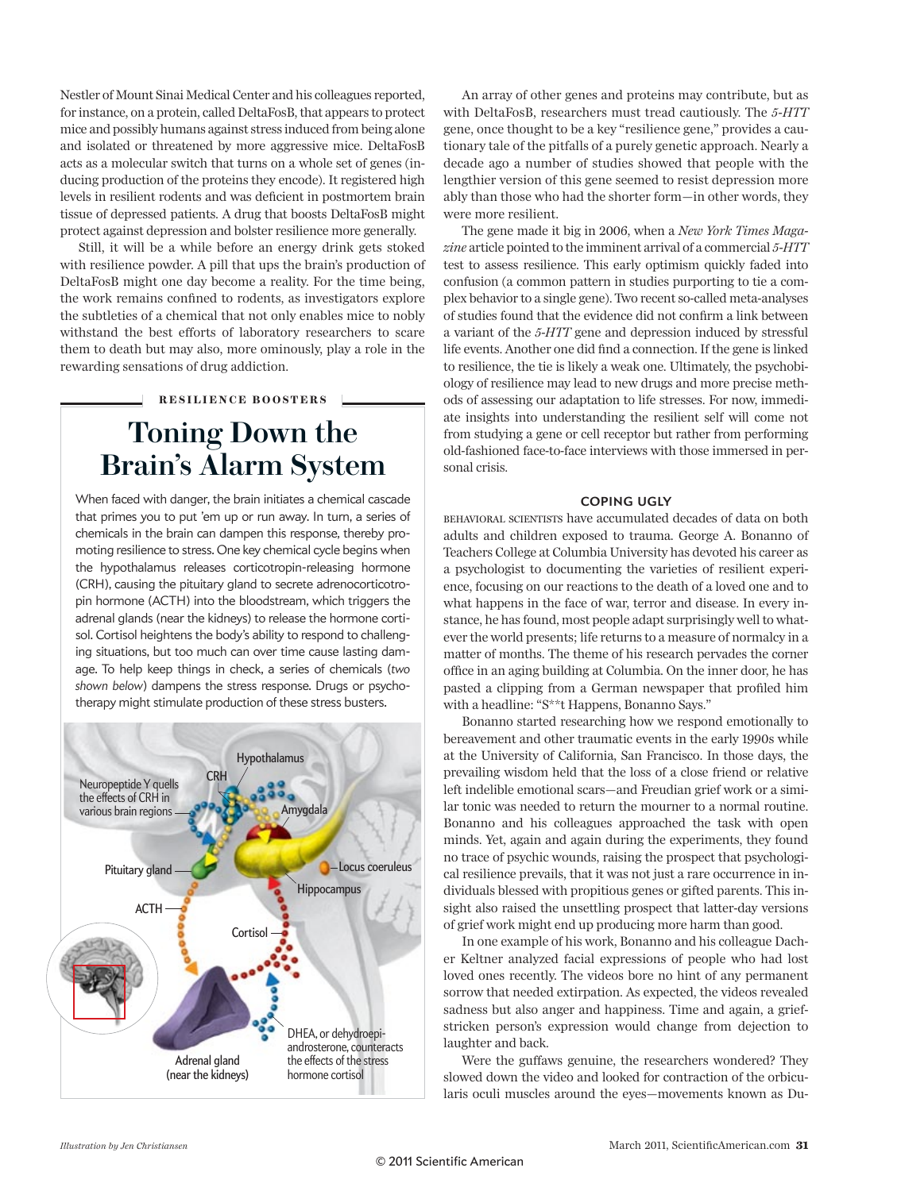Nestler of Mount Sinai Medical Center and his colleagues reported, for instance, on a protein, called DeltaFosB, that appears to protect mice and possibly humans against stress induced from being alone and isolated or threatened by more aggressive mice. DeltaFosB acts as a molecular switch that turns on a whole set of genes (inducing production of the proteins they encode). It registered high levels in resilient rodents and was deficient in postmortem brain tissue of depressed patients. A drug that boosts DeltaFosB might protect against depression and bolster resilience more generally.

Still, it will be a while before an energy drink gets stoked with resilience powder. A pill that ups the brain's production of DeltaFosB might one day become a reality. For the time being, the work remains confined to rodents, as investigators explore the subtleties of a chemical that not only enables mice to nobly withstand the best efforts of laboratory researchers to scare them to death but may also, more ominously, play a role in the rewarding sensations of drug addiction.

**RESILIENCE BOOSTERS**

## Toning Down the Brain's Alarm System

When faced with danger, the brain initiates a chemical cascade that primes you to put 'em up or run away. In turn, a series of chemicals in the brain can dampen this response, thereby promoting resilience to stress. One key chemical cycle begins when the hypothalamus releases corticotropin-releasing hormone (CRH), causing the pituitary gland to secrete adrenocorticotropin hormone (ACTH) into the bloodstream, which triggers the adrenal glands (near the kidneys) to release the hormone cortisol. Cortisol heightens the body's ability to respond to challenging situations, but too much can over time cause lasting damage. To help keep things in check, a series of chemicals (*two shown below*) dampens the stress response. Drugs or psychotherapy might stimulate production of these stress busters.

Hypothalamus

CRH

Neuropeptide Y quells the effects of CRH in various brain regions

Amygdala

Pituitary gland

Locus coeruleus

Hippocampus

ACTH

Cortisol

Adrenal gland (near the kidneys)

DHEA, or dehydroepiandrosterone, counteracts the effects of the stress hormone cortisol

An array of other genes and proteins may contribute, but as with DeltaFosB, researchers must tread cautiously. The *5-HTT* gene, once thought to be a key "resilience gene," provides a cautionary tale of the pitfalls of a purely genetic approach. Nearly a decade ago a number of studies showed that people with the lengthier version of this gene seemed to resist depression more ably than those who had the shorter form—in other words, they were more resilient.

The gene made it big in 2006, when a *New York Times Magazine* article pointed to the imminent arrival of a commercial *5-HTT* test to assess resilience. This early optimism quickly faded into confusion (a common pattern in studies purporting to tie a complex behavior to a single gene). Two recent so-called meta-analyses of studies found that the evidence did not confirm a link between a variant of the *5-HTT* gene and depression induced by stressful life events. Another one did find a connection. If the gene is linked to resilience, the tie is likely a weak one. Ultimately, the psychobiology of resilience may lead to new drugs and more precise methods of assessing our adaptation to life stresses. For now, immediate insights into understanding the resilient self will come not from studying a gene or cell receptor but rather from performing old-fashioned face-to-face interviews with those immersed in personal crisis.

### COPING UGLY

BEHAVIORAL SCIENTISTS have accumulated decades of data on both adults and children exposed to trauma. George A. Bonanno of Teachers College at Columbia University has devoted his career as a psychologist to documenting the varieties of resilient experience, focusing on our reactions to the death of a loved one and to what happens in the face of war, terror and disease. In every instance, he has found, most people adapt surprisingly well to whatever the world presents; life returns to a measure of normalcy in a matter of months. The theme of his research pervades the corner office in an aging building at Columbia. On the inner door, he has pasted a clipping from a German newspaper that profiled him with a headline: "S**t Happens, Bonanno Says."

Bonanno started researching how we respond emotionally to bereavement and other traumatic events in the early 1990s while at the University of California, San Francisco. In those days, the prevailing wisdom held that the loss of a close friend or relative left indelible emotional scars—and Freudian grief work or a similar tonic was needed to return the mourner to a normal routine. Bonanno and his colleagues approached the task with open minds. Yet, again and again during the experiments, they found no trace of psychic wounds, raising the prospect that psychological resilience prevails, that it was not just a rare occurrence in individuals blessed with propitious genes or gifted parents. This insight also raised the unsettling prospect that latter-day versions of grief work might end up producing more harm than good.

In one example of his work, Bonanno and his colleague Dacher Keltner analyzed facial expressions of people who had lost loved ones recently. The videos bore no hint of any permanent sorrow that needed extirpation. As expected, the videos revealed sadness but also anger and happiness. Time and again, a grief-stricken person's expression would change from dejection to laughter and back.

Were the guffaws genuine, the researchers wondered? They slowed down the video and looked for contraction of the orbicularis oculi muscles around the eyes—movements known as Du-

*Illustration by Jen Christiansen*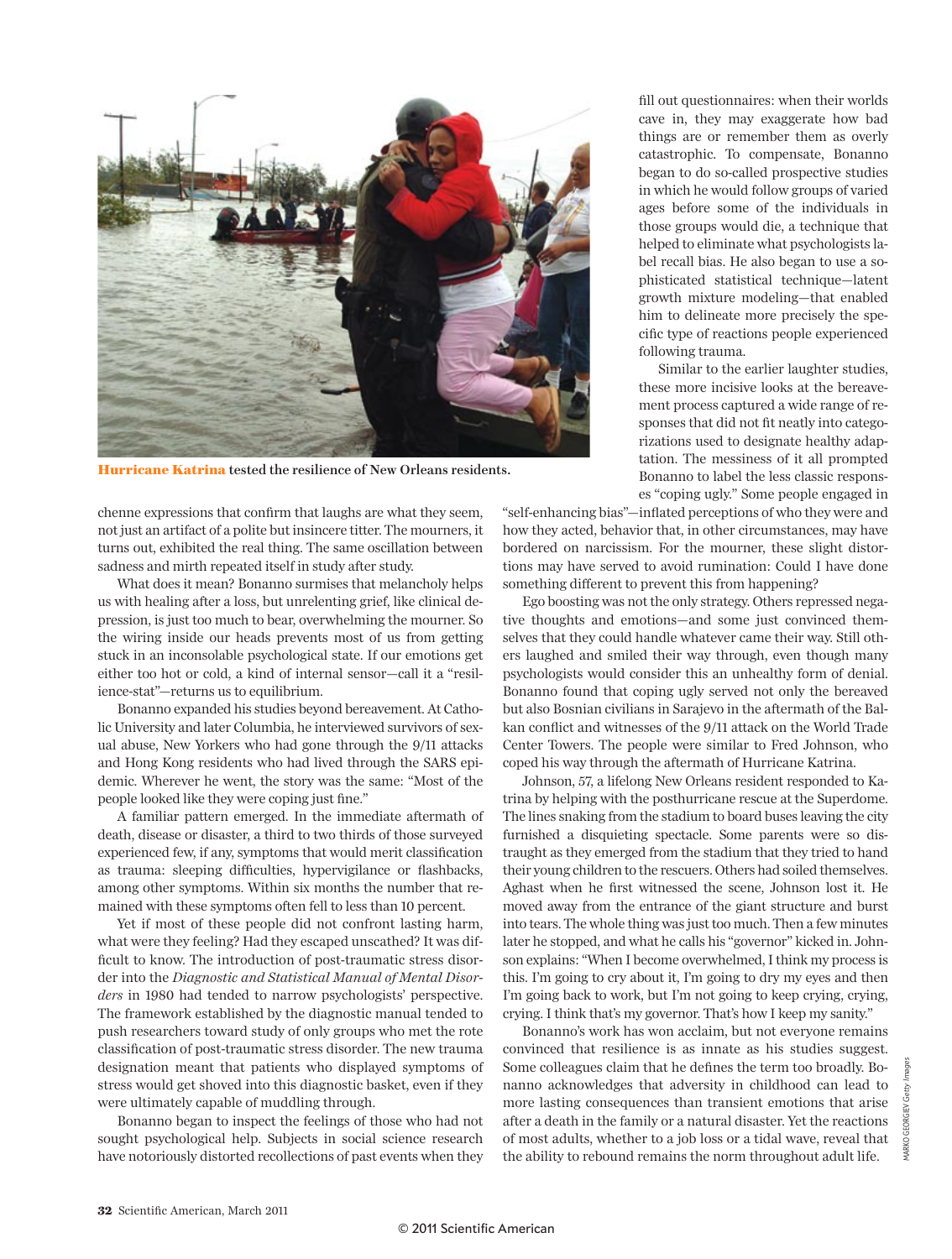**Hurricane Katrina** tested the resilience of New Orleans residents.

chenne expressions that confirm that laughs are what they seem, not just an artifact of a polite but insincere titter. The mourners, it turns out, exhibited the real thing. The same oscillation between sadness and mirth repeated itself in study after study.

What does it mean? Bonanno surmises that melancholy helps us with healing after a loss, but unrelenting grief, like clinical depression, is just too much to bear, overwhelming the mourner. So the wiring inside our heads prevents most of us from getting stuck in an inconsolable psychological state. If our emotions get either too hot or cold, a kind of internal sensor—call it a "resilience-stat"—returns us to equilibrium.

Bonanno expanded his studies beyond bereavement. At Catholic University and later Columbia, he interviewed survivors of sexual abuse, New Yorkers who had gone through the 9/11 attacks and Hong Kong residents who had lived through the SARS epidemic. Wherever he went, the story was the same: "Most of the people looked like they were coping just fine."

A familiar pattern emerged. In the immediate aftermath of death, disease or disaster, a third to two thirds of those surveyed experienced few, if any, symptoms that would merit classification as trauma: sleeping difficulties, hypervigilance or flashbacks, among other symptoms. Within six months the number that remained with these symptoms often fell to less than 10 percent.

Yet if most of these people did not confront lasting harm, what were they feeling? Had they escaped unscathed? It was difficult to know. The introduction of post-traumatic stress disorder into the *Diagnostic and Statistical Manual of Mental Disorders* in 1980 had tended to narrow psychologists' perspective. The framework established by the diagnostic manual tended to push researchers toward study of only groups who met the rote classification of post-traumatic stress disorder. The new trauma designation meant that patients who displayed symptoms of stress would get shoved into this diagnostic basket, even if they were ultimately capable of muddling through.

Bonanno began to inspect the feelings of those who had not sought psychological help. Subjects in social science research have notoriously distorted recollections of past events when they fill out questionnaires: when their worlds cave in, they may exaggerate how bad things are or remember them as overly catastrophic. To compensate, Bonanno began to do so-called prospective studies in which he would follow groups of varied ages before some of the individuals in those groups would die, a technique that helped to eliminate what psychologists label recall bias. He also began to use a sophisticated statistical technique—latent growth mixture modeling—that enabled him to delineate more precisely the specific type of reactions people experienced following trauma.

Similar to the earlier laughter studies, these more incisive looks at the bereavement process captured a wide range of responses that did not fit neatly into categorizations used to designate healthy adaptation. The messiness of it all prompted Bonanno to label the less classic responses "coping ugly." Some people engaged in "self-enhancing bias"—inflated perceptions of who they were and how they acted, behavior that, in other circumstances, may have bordered on narcissism. For the mourner, these slight distortions may have served to avoid rumination: Could I have done something different to prevent this from happening?

Ego boosting was not the only strategy. Others repressed negative thoughts and emotions—and some just convinced themselves that they could handle whatever came their way. Still others laughed and smiled their way through, even though many psychologists would consider this an unhealthy form of denial. Bonanno found that coping ugly served not only the bereaved but also Bosnian civilians in Sarajevo in the aftermath of the Balkan conflict and witnesses of the 9/11 attack on the World Trade Center Towers. The people were similar to Fred Johnson, who coped his way through the aftermath of Hurricane Katrina.

Johnson, 57, a lifelong New Orleans resident responded to Katrina by helping with the posthurricane rescue at the Superdome. The lines snaking from the stadium to board buses leaving the city furnished a disquieting spectacle. Some parents were so distraught as they emerged from the stadium that they tried to hand their young children to the rescuers. Others had soiled themselves. Aghast when he first witnessed the scene, Johnson lost it. He moved away from the entrance of the giant structure and burst into tears. The whole thing was just too much. Then a few minutes later he stopped, and what he calls his "governor" kicked in. Johnson explains: "When I become overwhelmed, I think my process is this. I'm going to cry about it, I'm going to dry my eyes and then I'm going back to work, but I'm not going to keep crying, crying, crying. I think that's my governor. That's how I keep my sanity."

Bonanno's work has won acclaim, but not everyone remains convinced that resilience is as innate as his studies suggest. Some colleagues claim that he defines the term too broadly. Bonanno acknowledges that adversity in childhood can lead to more lasting consequences than transient emotions that arise after a death in the family or a natural disaster. Yet the reactions of most adults, whether to a job loss or a tidal wave, reveal that the ability to rebound remains the norm throughout adult life.

MARKO GEORGIEV *Getty Images*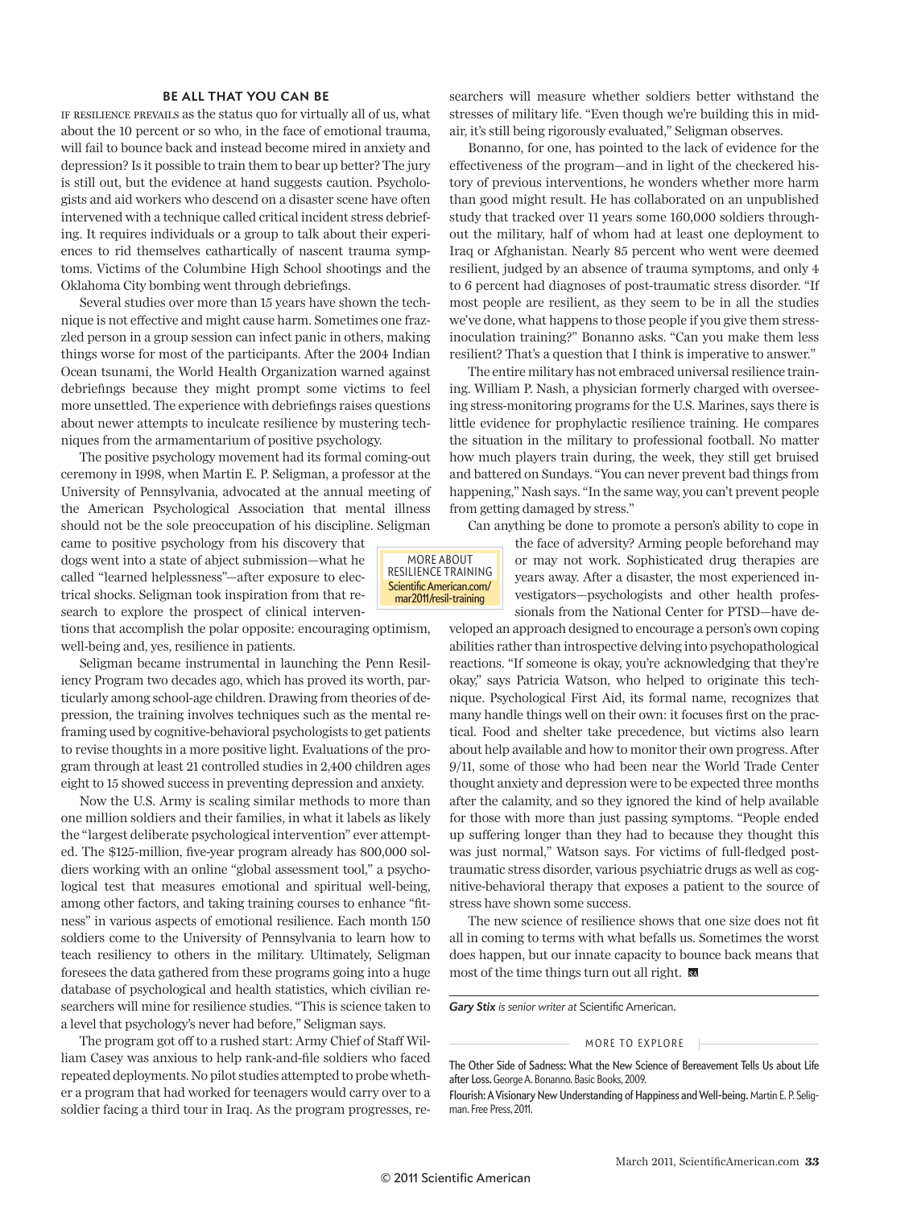### BE ALL THAT YOU CAN BE

IF RESILIENCE PREVAILS as the status quo for virtually all of us, what about the 10 percent or so who, in the face of emotional trauma, will fail to bounce back and instead become mired in anxiety and depression? Is it possible to train them to bear up better? The jury is still out, but the evidence at hand suggests caution. Psychologists and aid workers who descend on a disaster scene have often intervened with a technique called critical incident stress debriefing. It requires individuals or a group to talk about their experiences to rid themselves cathartically of nascent trauma symptoms. Victims of the Columbine High School shootings and the Oklahoma City bombing went through debriefings.

Several studies over more than 15 years have shown the technique is not effective and might cause harm. Sometimes one frazzled person in a group session can infect panic in others, making things worse for most of the participants. After the 2004 Indian Ocean tsunami, the World Health Organization warned against debriefings because they might prompt some victims to feel more unsettled. The experience with debriefings raises questions about newer attempts to inculcate resilience by mustering techniques from the armamentarium of positive psychology.

The positive psychology movement had its formal coming-out ceremony in 1998, when Martin E. P. Seligman, a professor at the University of Pennsylvania, advocated at the annual meeting of the American Psychological Association that mental illness should not be the sole preoccupation of his discipline. Seligman came to positive psychology from his discovery that dogs went into a state of abject submission—what he called "learned helplessness"—after exposure to electrical shocks. Seligman took inspiration from that research to explore the prospect of clinical interventions that accomplish the polar opposite: encouraging optimism, well-being and, yes, resilience in patients.

MORE ABOUT RESILIENCE TRAINING
Scientific American.com/mar2011/resil-training

Seligman became instrumental in launching the Penn Resiliency Program two decades ago, which has proved its worth, particularly among school-age children. Drawing from theories of depression, the training involves techniques such as the mental reframing used by cognitive-behavioral psychologists to get patients to revise thoughts in a more positive light. Evaluations of the program through at least 21 controlled studies in 2,400 children ages eight to 15 showed success in preventing depression and anxiety.

Now the U.S. Army is scaling similar methods to more than one million soldiers and their families, in what it labels as likely the "largest deliberate psychological intervention" ever attempted. The $125-million, five-year program already has 800,000 soldiers working with an online "global assessment tool," a psychological test that measures emotional and spiritual well-being, among other factors, and taking training courses to enhance "fitness" in various aspects of emotional resilience. Each month 150 soldiers come to the University of Pennsylvania to learn how to teach resiliency to others in the military. Ultimately, Seligman foresees the data gathered from these programs going into a huge database of psychological and health statistics, which civilian researchers will mine for resilience studies. "This is science taken to a level that psychology's never had before," Seligman says.

The program got off to a rushed start: Army Chief of Staff William Casey was anxious to help rank-and-file soldiers who faced repeated deployments. No pilot studies attempted to probe whether a program that had worked for teenagers would carry over to a soldier facing a third tour in Iraq. As the program progresses, researchers will measure whether soldiers better withstand the stresses of military life. "Even though we're building this in midair, it's still being rigorously evaluated," Seligman observes.

Bonanno, for one, has pointed to the lack of evidence for the effectiveness of the program—and in light of the checkered history of previous interventions, he wonders whether more harm than good might result. He has collaborated on an unpublished study that tracked over 11 years some 160,000 soldiers throughout the military, half of whom had at least one deployment to Iraq or Afghanistan. Nearly 85 percent who went were deemed resilient, judged by an absence of trauma symptoms, and only 4 to 6 percent had diagnoses of post-traumatic stress disorder. "If most people are resilient, as they seem to be in all the studies we've done, what happens to those people if you give them stress-inoculation training?" Bonanno asks. "Can you make them less resilient? That's a question that I think is imperative to answer."

The entire military has not embraced universal resilience training. William P. Nash, a physician formerly charged with overseeing stress-monitoring programs for the U.S. Marines, says there is little evidence for prophylactic resilience training. He compares the situation in the military to professional football. No matter how much players train during, the week, they still get bruised and battered on Sundays. "You can never prevent bad things from happening," Nash says. "In the same way, you can't prevent people from getting damaged by stress."

Can anything be done to promote a person's ability to cope in the face of adversity? Arming people beforehand may or may not work. Sophisticated drug therapies are years away. After a disaster, the most experienced investigators—psychologists and other health professionals from the National Center for PTSD—have developed an approach designed to encourage a person's own coping abilities rather than introspective delving into psychopathological reactions. "If someone is okay, you're acknowledging that they're okay," says Patricia Watson, who helped to originate this technique. Psychological First Aid, its formal name, recognizes that many handle things well on their own: it focuses first on the practical. Food and shelter take precedence, but victims also learn about help available and how to monitor their own progress. After 9/11, some of those who had been near the World Trade Center thought anxiety and depression were to be expected three months after the calamity, and so they ignored the kind of help available for those with more than just passing symptoms. "People ended up suffering longer than they had to because they thought this was just normal," Watson says. For victims of full-fledged post-traumatic stress disorder, various psychiatric drugs as well as cognitive-behavioral therapy that exposes a patient to the source of stress have shown some success.

The new science of resilience shows that one size does not fit all in coming to terms with what befalls us. Sometimes the worst does happen, but our innate capacity to bounce back means that most of the time things turn out all right.

***Gary Stix*** *is senior writer at* Scientific American.

MORE TO EXPLORE

**The Other Side of Sadness: What the New Science of Bereavement Tells Us about Life after Loss.** George A. Bonanno. Basic Books, 2009.

**Flourish: A Visionary New Understanding of Happiness and Well-being.** Martin E. P. Seligman. Free Press, 2011.

© 2011 Scientific American